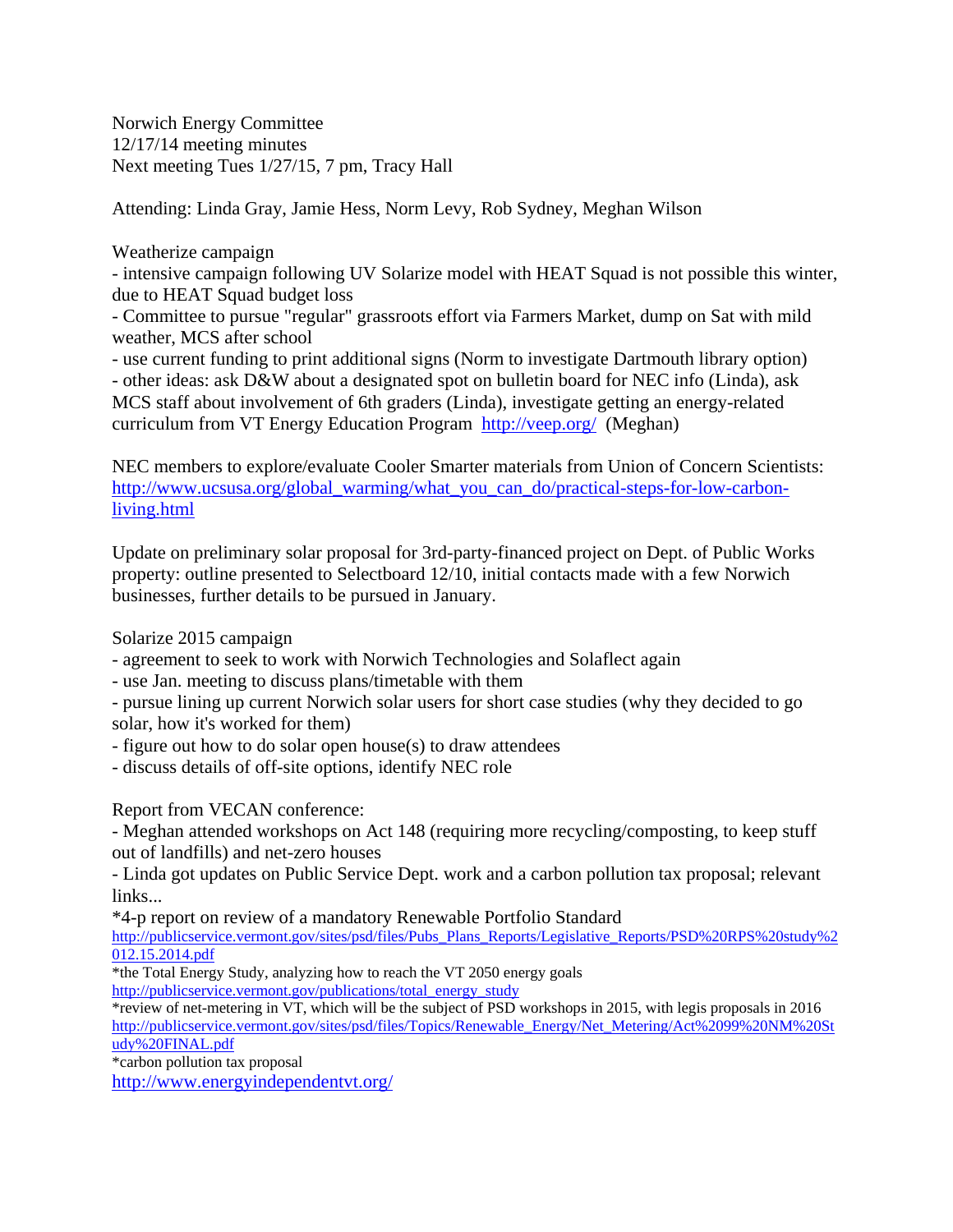Norwich Energy Committee
12/17/14 meeting minutes
Next meeting Tues 1/27/15, 7 pm, Tracy Hall

Attending: Linda Gray, Jamie Hess, Norm Levy, Rob Sydney, Meghan Wilson

Weatherize campaign

- intensive campaign following UV Solarize model with HEAT Squad is not possible this winter, due to HEAT Squad budget loss
- Committee to pursue "regular" grassroots effort via Farmers Market, dump on Sat with mild weather, MCS after school
- use current funding to print additional signs (Norm to investigate Dartmouth library option)
- other ideas: ask D&W about a designated spot on bulletin board for NEC info (Linda), ask MCS staff about involvement of 6th graders (Linda), investigate getting an energy-related curriculum from VT Energy Education Program [http://veep.org/](http://veep.org/) (Meghan)

NEC members to explore/evaluate Cooler Smarter materials from Union of Concern Scientists: [http://www.ucsusa.org/global_warming/what_you_can_do/practical-steps-for-low-carbon-living.html](http://www.ucsusa.org/global_warming/what_you_can_do/practical-steps-for-low-carbon-living.html)

Update on preliminary solar proposal for 3rd-party-financed project on Dept. of Public Works property: outline presented to Selectboard 12/10, initial contacts made with a few Norwich businesses, further details to be pursued in January.

Solarize 2015 campaign

- agreement to seek to work with Norwich Technologies and Solaflect again
- use Jan. meeting to discuss plans/timetable with them
- pursue lining up current Norwich solar users for short case studies (why they decided to go solar, how it's worked for them)
- figure out how to do solar open house(s) to draw attendees
- discuss details of off-site options, identify NEC role

Report from VECAN conference:

- Meghan attended workshops on Act 148 (requiring more recycling/composting, to keep stuff out of landfills) and net-zero houses
- Linda got updates on Public Service Dept. work and a carbon pollution tax proposal; relevant links...

*4-p report on review of a mandatory Renewable Portfolio Standard
[http://publicservice.vermont.gov/sites/psd/files/Pubs_Plans_Reports/Legislative_Reports/PSD%20RPS%20study%2012.15.2014.pdf](http://publicservice.vermont.gov/sites/psd/files/Pubs_Plans_Reports/Legislative_Reports/PSD%20RPS%20study%2012.15.2014.pdf)

*the Total Energy Study, analyzing how to reach the VT 2050 energy goals
[http://publicservice.vermont.gov/publications/total_energy_study](http://publicservice.vermont.gov/publications/total_energy_study)

*review of net-metering in VT, which will be the subject of PSD workshops in 2015, with legis proposals in 2016
[http://publicservice.vermont.gov/sites/psd/files/Topics/Renewable_Energy/Net_Metering/Act%2099%20NM%20Study%20FINAL.pdf](http://publicservice.vermont.gov/sites/psd/files/Topics/Renewable_Energy/Net_Metering/Act%2099%20NM%20Study%20FINAL.pdf)

*carbon pollution tax proposal
[http://www.energyindependentvt.org/](http://www.energyindependentvt.org/)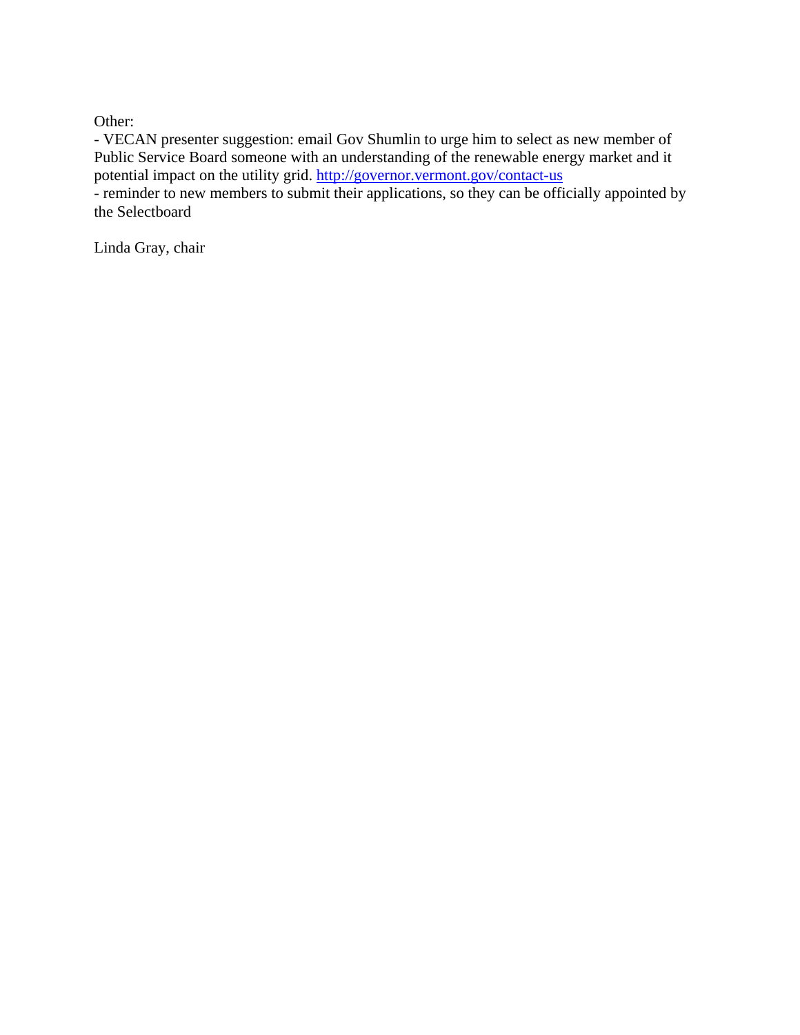Other:

- VECAN presenter suggestion: email Gov Shumlin to urge him to select as new member of Public Service Board someone with an understanding of the renewable energy market and it potential impact on the utility grid. http://governor.vermont.gov/contact-us
- reminder to new members to submit their applications, so they can be officially appointed by the Selectboard

Linda Gray, chair